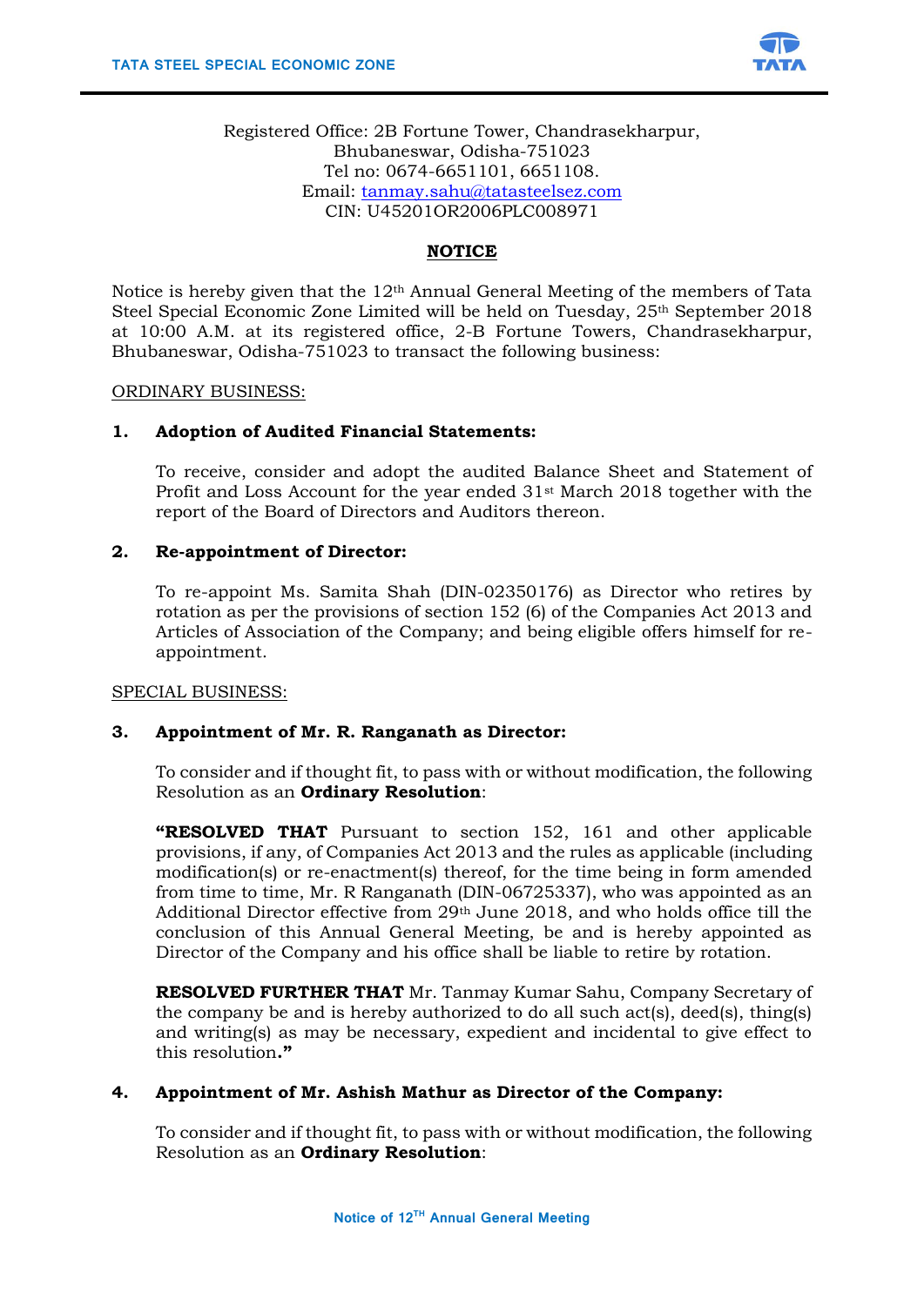Registered Office: 2B Fortune Tower, Chandrasekharpur,
Bhubaneswar, Odisha-751023
Tel no: 0674-6651101, 6651108.
Email: tanmay.sahu@tatasteelsez.com
CIN: U45201OR2006PLC008971

# NOTICE

Notice is hereby given that the 12th Annual General Meeting of the members of Tata Steel Special Economic Zone Limited will be held on Tuesday, 25th September 2018 at 10:00 A.M. at its registered office, 2-B Fortune Towers, Chandrasekharpur, Bhubaneswar, Odisha-751023 to transact the following business:

ORDINARY BUSINESS:

**1. Adoption of Audited Financial Statements:**

To receive, consider and adopt the audited Balance Sheet and Statement of Profit and Loss Account for the year ended 31st March 2018 together with the report of the Board of Directors and Auditors thereon.

**2. Re-appointment of Director:**

To re-appoint Ms. Samita Shah (DIN-02350176) as Director who retires by rotation as per the provisions of section 152 (6) of the Companies Act 2013 and Articles of Association of the Company; and being eligible offers himself for re-appointment.

SPECIAL BUSINESS:

**3. Appointment of Mr. R. Ranganath as Director:**

To consider and if thought fit, to pass with or without modification, the following Resolution as an **Ordinary Resolution**:

**"RESOLVED THAT** Pursuant to section 152, 161 and other applicable provisions, if any, of Companies Act 2013 and the rules as applicable (including modification(s) or re-enactment(s) thereof, for the time being in form amended from time to time, Mr. R Ranganath (DIN-06725337), who was appointed as an Additional Director effective from 29th June 2018, and who holds office till the conclusion of this Annual General Meeting, be and is hereby appointed as Director of the Company and his office shall be liable to retire by rotation.

**RESOLVED FURTHER THAT** Mr. Tanmay Kumar Sahu, Company Secretary of the company be and is hereby authorized to do all such act(s), deed(s), thing(s) and writing(s) as may be necessary, expedient and incidental to give effect to this resolution**."**

**4. Appointment of Mr. Ashish Mathur as Director of the Company:**

To consider and if thought fit, to pass with or without modification, the following Resolution as an **Ordinary Resolution**: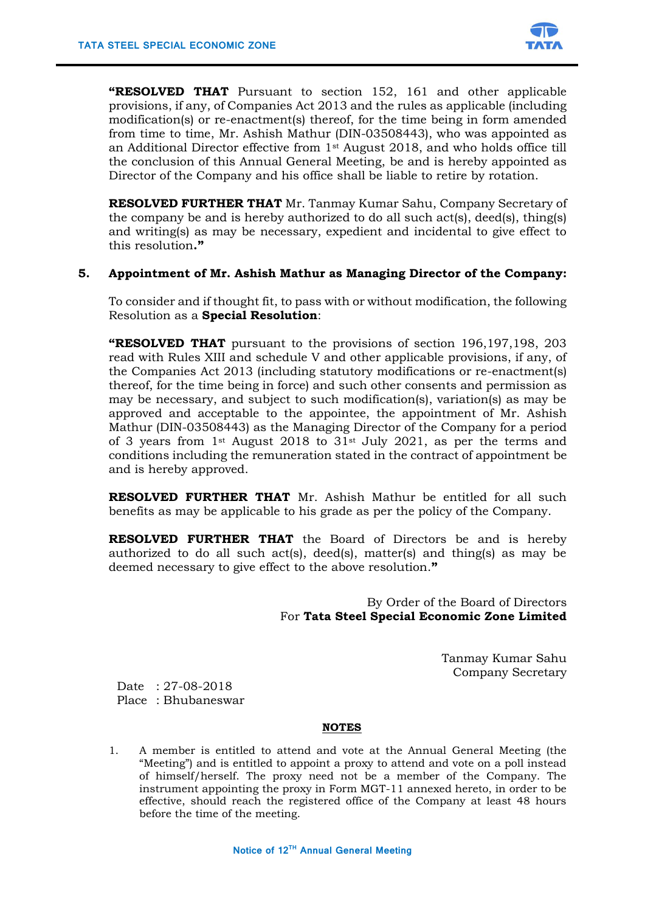**"RESOLVED THAT** Pursuant to section 152, 161 and other applicable provisions, if any, of Companies Act 2013 and the rules as applicable (including modification(s) or re-enactment(s) thereof, for the time being in form amended from time to time, Mr. Ashish Mathur (DIN-03508443), who was appointed as an Additional Director effective from 1st August 2018, and who holds office till the conclusion of this Annual General Meeting, be and is hereby appointed as Director of the Company and his office shall be liable to retire by rotation.

**RESOLVED FURTHER THAT** Mr. Tanmay Kumar Sahu, Company Secretary of the company be and is hereby authorized to do all such act(s), deed(s), thing(s) and writing(s) as may be necessary, expedient and incidental to give effect to this resolution**."**

**5. Appointment of Mr. Ashish Mathur as Managing Director of the Company:**

To consider and if thought fit, to pass with or without modification, the following Resolution as a **Special Resolution**:

**"RESOLVED THAT** pursuant to the provisions of section 196,197,198, 203 read with Rules XIII and schedule V and other applicable provisions, if any, of the Companies Act 2013 (including statutory modifications or re-enactment(s) thereof, for the time being in force) and such other consents and permission as may be necessary, and subject to such modification(s), variation(s) as may be approved and acceptable to the appointee, the appointment of Mr. Ashish Mathur (DIN-03508443) as the Managing Director of the Company for a period of 3 years from 1st August 2018 to 31st July 2021, as per the terms and conditions including the remuneration stated in the contract of appointment be and is hereby approved.

**RESOLVED FURTHER THAT** Mr. Ashish Mathur be entitled for all such benefits as may be applicable to his grade as per the policy of the Company.

**RESOLVED FURTHER THAT** the Board of Directors be and is hereby authorized to do all such act(s), deed(s), matter(s) and thing(s) as may be deemed necessary to give effect to the above resolution.**"**

By Order of the Board of Directors
For **Tata Steel Special Economic Zone Limited**

Tanmay Kumar Sahu
Company Secretary

Date : 27-08-2018
Place : Bhubaneswar

**NOTES**

1. A member is entitled to attend and vote at the Annual General Meeting (the "Meeting") and is entitled to appoint a proxy to attend and vote on a poll instead of himself/herself. The proxy need not be a member of the Company. The instrument appointing the proxy in Form MGT-11 annexed hereto, in order to be effective, should reach the registered office of the Company at least 48 hours before the time of the meeting.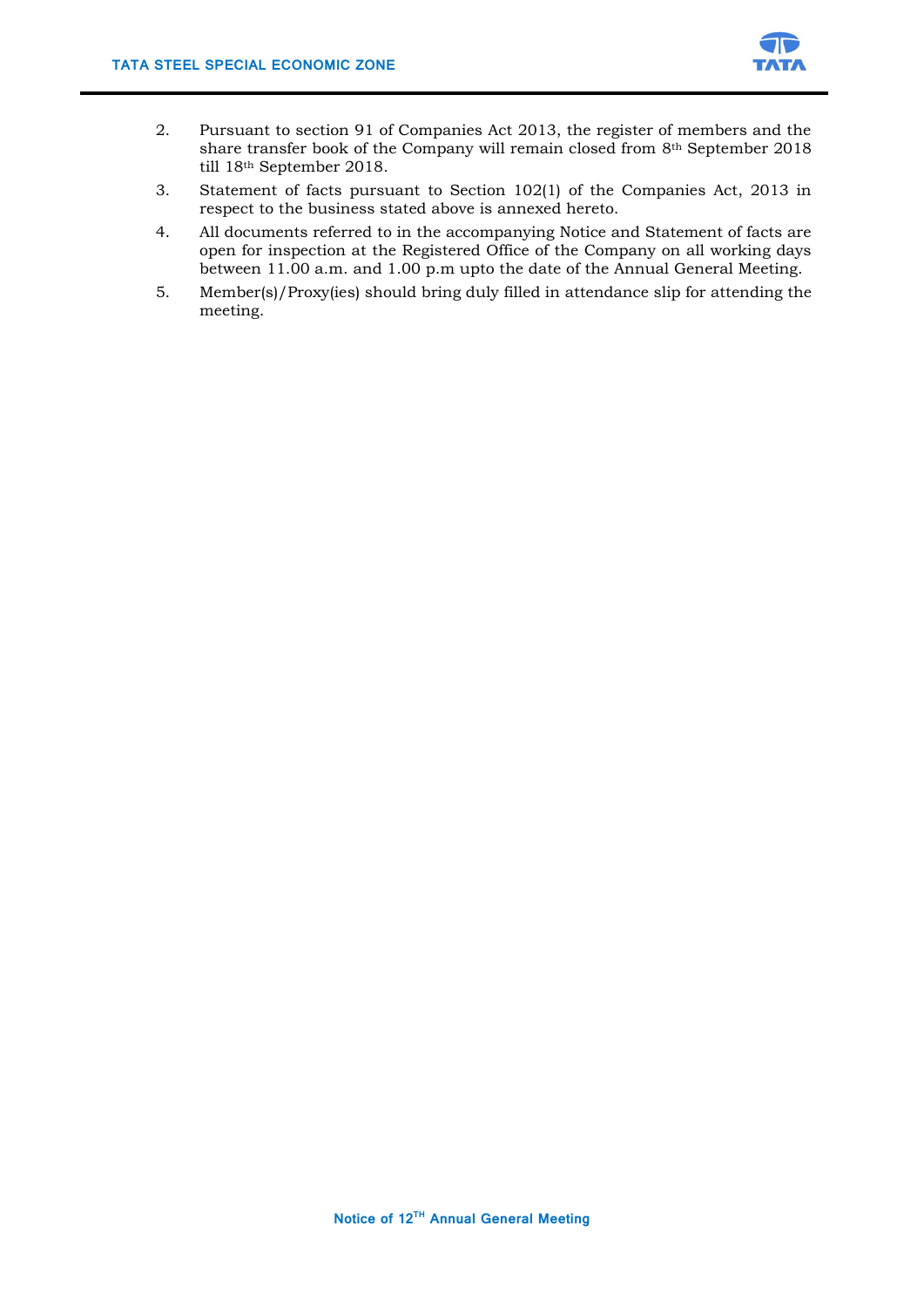2. Pursuant to section 91 of Companies Act 2013, the register of members and the share transfer book of the Company will remain closed from 8th September 2018 till 18th September 2018.
3. Statement of facts pursuant to Section 102(1) of the Companies Act, 2013 in respect to the business stated above is annexed hereto.
4. All documents referred to in the accompanying Notice and Statement of facts are open for inspection at the Registered Office of the Company on all working days between 11.00 a.m. and 1.00 p.m upto the date of the Annual General Meeting.
5. Member(s)/Proxy(ies) should bring duly filled in attendance slip for attending the meeting.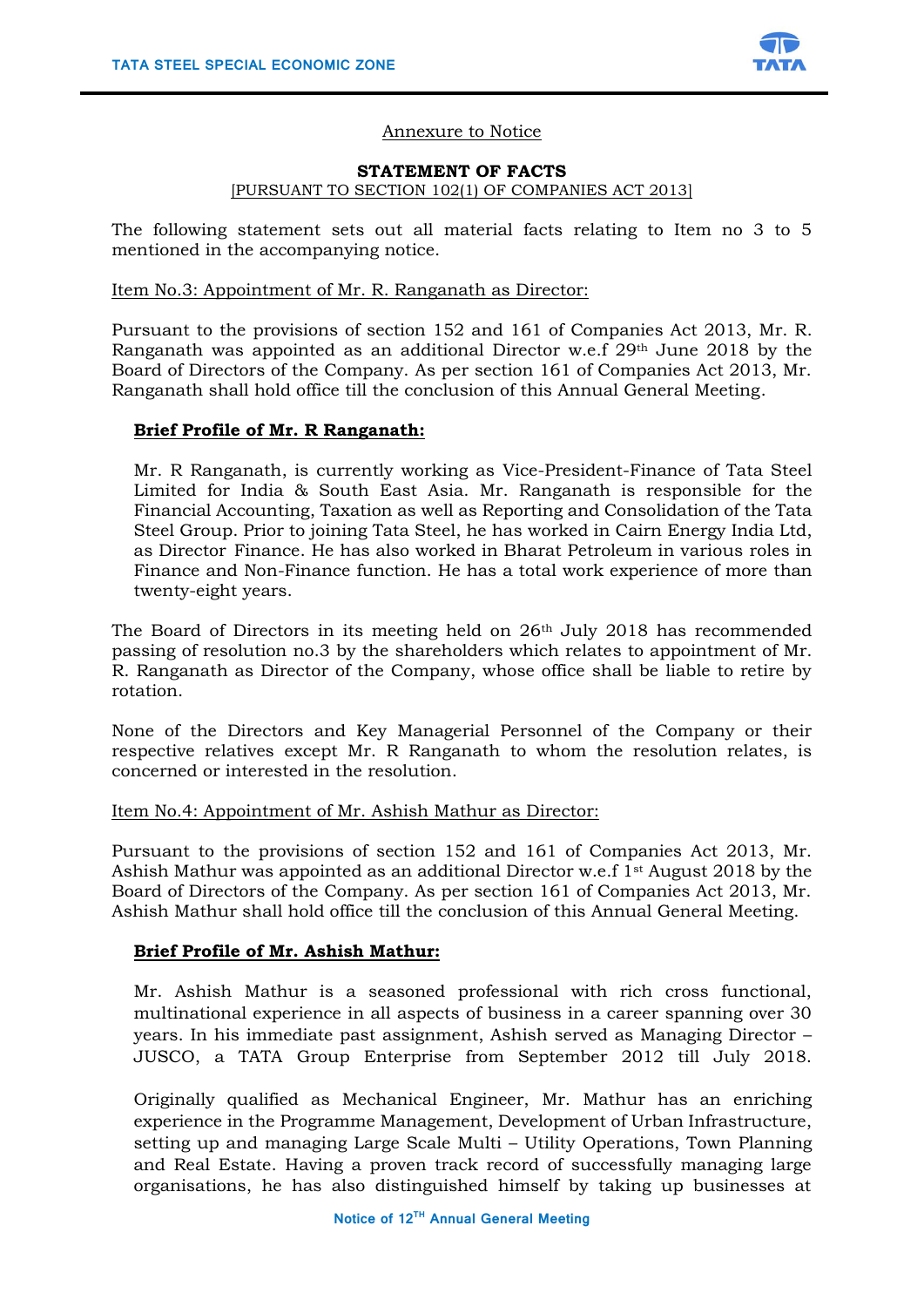Annexure to Notice

**STATEMENT OF FACTS**

[PURSUANT TO SECTION 102(1) OF COMPANIES ACT 2013]

The following statement sets out all material facts relating to Item no 3 to 5 mentioned in the accompanying notice.

Item No.3: Appointment of Mr. R. Ranganath as Director:

Pursuant to the provisions of section 152 and 161 of Companies Act 2013, Mr. R. Ranganath was appointed as an additional Director w.e.f 29th June 2018 by the Board of Directors of the Company. As per section 161 of Companies Act 2013, Mr. Ranganath shall hold office till the conclusion of this Annual General Meeting.

**Brief Profile of Mr. R Ranganath:**

Mr. R Ranganath, is currently working as Vice-President-Finance of Tata Steel Limited for India & South East Asia. Mr. Ranganath is responsible for the Financial Accounting, Taxation as well as Reporting and Consolidation of the Tata Steel Group. Prior to joining Tata Steel, he has worked in Cairn Energy India Ltd, as Director Finance. He has also worked in Bharat Petroleum in various roles in Finance and Non-Finance function. He has a total work experience of more than twenty-eight years.

The Board of Directors in its meeting held on 26th July 2018 has recommended passing of resolution no.3 by the shareholders which relates to appointment of Mr. R. Ranganath as Director of the Company, whose office shall be liable to retire by rotation.

None of the Directors and Key Managerial Personnel of the Company or their respective relatives except Mr. R Ranganath to whom the resolution relates, is concerned or interested in the resolution.

Item No.4: Appointment of Mr. Ashish Mathur as Director:

Pursuant to the provisions of section 152 and 161 of Companies Act 2013, Mr. Ashish Mathur was appointed as an additional Director w.e.f 1st August 2018 by the Board of Directors of the Company. As per section 161 of Companies Act 2013, Mr. Ashish Mathur shall hold office till the conclusion of this Annual General Meeting.

**Brief Profile of Mr. Ashish Mathur:**

Mr. Ashish Mathur is a seasoned professional with rich cross functional, multinational experience in all aspects of business in a career spanning over 30 years. In his immediate past assignment, Ashish served as Managing Director – JUSCO, a TATA Group Enterprise from September 2012 till July 2018.

Originally qualified as Mechanical Engineer, Mr. Mathur has an enriching experience in the Programme Management, Development of Urban Infrastructure, setting up and managing Large Scale Multi – Utility Operations, Town Planning and Real Estate. Having a proven track record of successfully managing large organisations, he has also distinguished himself by taking up businesses at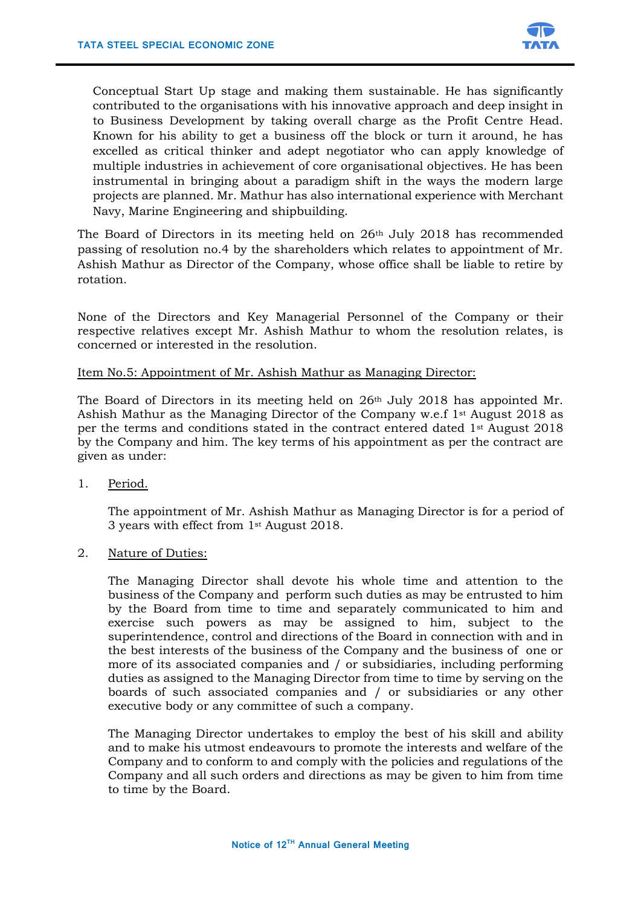Conceptual Start Up stage and making them sustainable. He has significantly contributed to the organisations with his innovative approach and deep insight in to Business Development by taking overall charge as the Profit Centre Head. Known for his ability to get a business off the block or turn it around, he has excelled as critical thinker and adept negotiator who can apply knowledge of multiple industries in achievement of core organisational objectives. He has been instrumental in bringing about a paradigm shift in the ways the modern large projects are planned. Mr. Mathur has also international experience with Merchant Navy, Marine Engineering and shipbuilding.

The Board of Directors in its meeting held on 26th July 2018 has recommended passing of resolution no.4 by the shareholders which relates to appointment of Mr. Ashish Mathur as Director of the Company, whose office shall be liable to retire by rotation.

None of the Directors and Key Managerial Personnel of the Company or their respective relatives except Mr. Ashish Mathur to whom the resolution relates, is concerned or interested in the resolution.

Item No.5: Appointment of Mr. Ashish Mathur as Managing Director:

The Board of Directors in its meeting held on 26th July 2018 has appointed Mr. Ashish Mathur as the Managing Director of the Company w.e.f 1st August 2018 as per the terms and conditions stated in the contract entered dated 1st August 2018 by the Company and him. The key terms of his appointment as per the contract are given as under:

1. Period.

   The appointment of Mr. Ashish Mathur as Managing Director is for a period of 3 years with effect from 1st August 2018.

2. Nature of Duties:

   The Managing Director shall devote his whole time and attention to the business of the Company and perform such duties as may be entrusted to him by the Board from time to time and separately communicated to him and exercise such powers as may be assigned to him, subject to the superintendence, control and directions of the Board in connection with and in the best interests of the business of the Company and the business of one or more of its associated companies and / or subsidiaries, including performing duties as assigned to the Managing Director from time to time by serving on the boards of such associated companies and / or subsidiaries or any other executive body or any committee of such a company.

   The Managing Director undertakes to employ the best of his skill and ability and to make his utmost endeavours to promote the interests and welfare of the Company and to conform to and comply with the policies and regulations of the Company and all such orders and directions as may be given to him from time to time by the Board.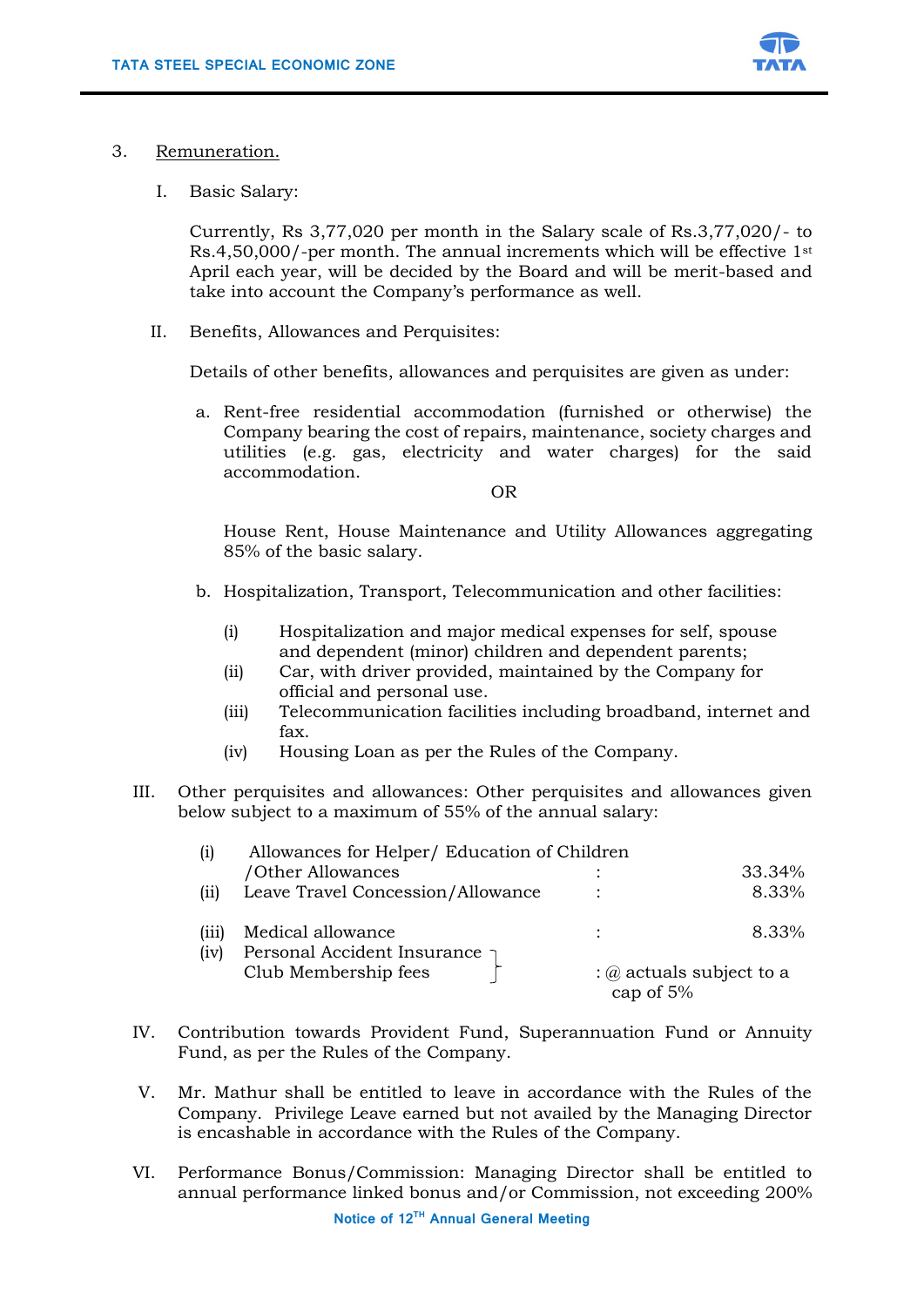3. Remuneration.

   I. Basic Salary:

      Currently, Rs 3,77,020 per month in the Salary scale of Rs.3,77,020/- to Rs.4,50,000/-per month. The annual increments which will be effective 1st April each year, will be decided by the Board and will be merit-based and take into account the Company's performance as well.

   II. Benefits, Allowances and Perquisites:

      Details of other benefits, allowances and perquisites are given as under:

      a. Rent-free residential accommodation (furnished or otherwise) the Company bearing the cost of repairs, maintenance, society charges and utilities (e.g. gas, electricity and water charges) for the said accommodation.

         OR

         House Rent, House Maintenance and Utility Allowances aggregating 85% of the basic salary.

      b. Hospitalization, Transport, Telecommunication and other facilities:

         (i) Hospitalization and major medical expenses for self, spouse and dependent (minor) children and dependent parents;
         (ii) Car, with driver provided, maintained by the Company for official and personal use.
         (iii) Telecommunication facilities including broadband, internet and fax.
         (iv) Housing Loan as per the Rules of the Company.

   III. Other perquisites and allowances: Other perquisites and allowances given below subject to a maximum of 55% of the annual salary:

| | | | |
|---|---|---|---|
| (i) | Allowances for Helper/ Education of Children /Other Allowances | : | 33.34% |
| (ii) | Leave Travel Concession/Allowance | : | 8.33% |
| (iii) | Medical allowance | : | 8.33% |
| (iv) | Personal Accident Insurance<br>Club Membership fees | : | @ actuals subject to a cap of 5% |

   IV. Contribution towards Provident Fund, Superannuation Fund or Annuity Fund, as per the Rules of the Company.

   V. Mr. Mathur shall be entitled to leave in accordance with the Rules of the Company. Privilege Leave earned but not availed by the Managing Director is encashable in accordance with the Rules of the Company.

   VI. Performance Bonus/Commission: Managing Director shall be entitled to annual performance linked bonus and/or Commission, not exceeding 200%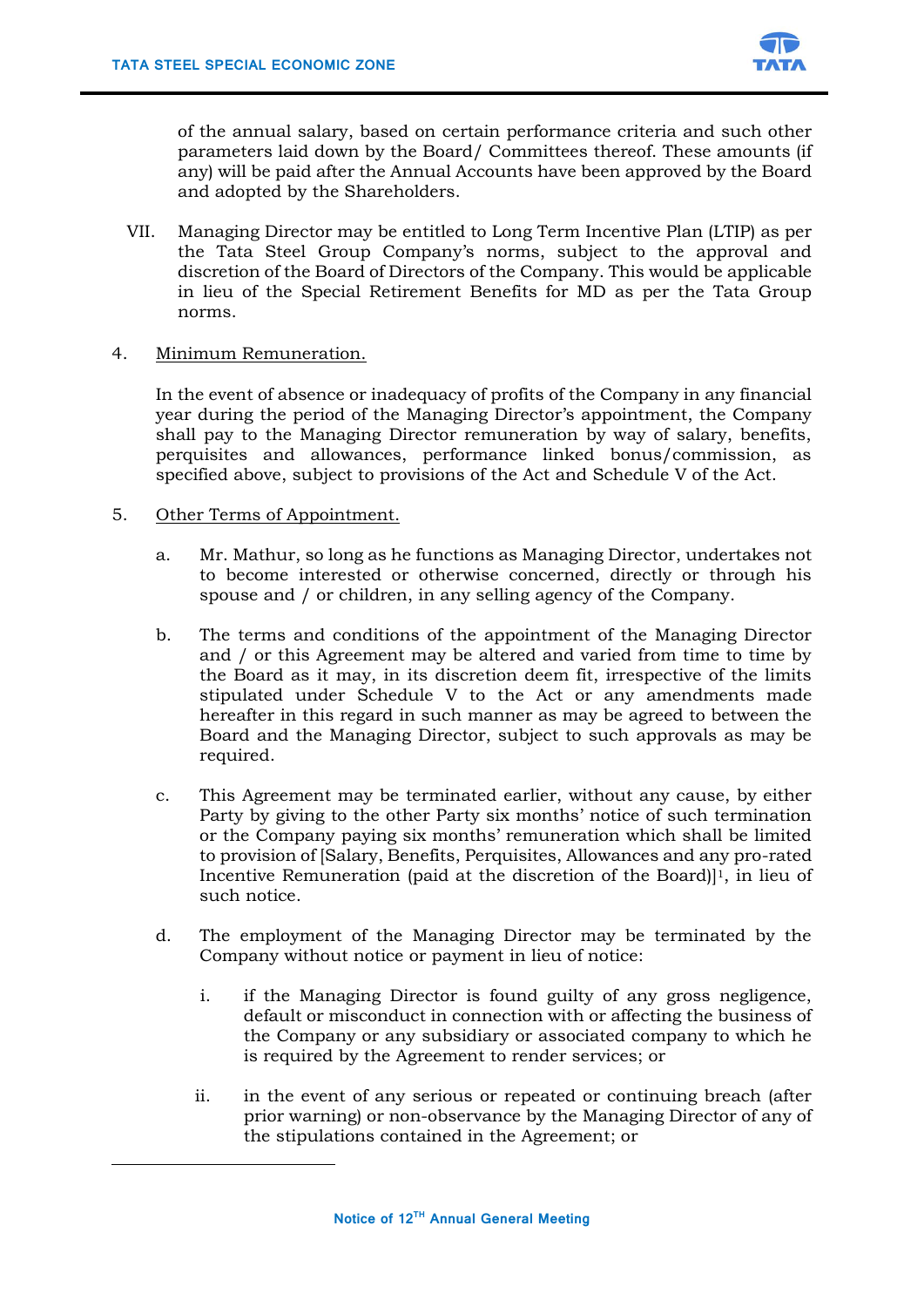of the annual salary, based on certain performance criteria and such other parameters laid down by the Board/ Committees thereof. These amounts (if any) will be paid after the Annual Accounts have been approved by the Board and adopted by the Shareholders.

VII. Managing Director may be entitled to Long Term Incentive Plan (LTIP) as per the Tata Steel Group Company's norms, subject to the approval and discretion of the Board of Directors of the Company. This would be applicable in lieu of the Special Retirement Benefits for MD as per the Tata Group norms.

4. Minimum Remuneration.

In the event of absence or inadequacy of profits of the Company in any financial year during the period of the Managing Director's appointment, the Company shall pay to the Managing Director remuneration by way of salary, benefits, perquisites and allowances, performance linked bonus/commission, as specified above, subject to provisions of the Act and Schedule V of the Act.

5. Other Terms of Appointment.

a. Mr. Mathur, so long as he functions as Managing Director, undertakes not to become interested or otherwise concerned, directly or through his spouse and / or children, in any selling agency of the Company.

b. The terms and conditions of the appointment of the Managing Director and / or this Agreement may be altered and varied from time to time by the Board as it may, in its discretion deem fit, irrespective of the limits stipulated under Schedule V to the Act or any amendments made hereafter in this regard in such manner as may be agreed to between the Board and the Managing Director, subject to such approvals as may be required.

c. This Agreement may be terminated earlier, without any cause, by either Party by giving to the other Party six months' notice of such termination or the Company paying six months' remuneration which shall be limited to provision of [Salary, Benefits, Perquisites, Allowances and any pro-rated Incentive Remuneration (paid at the discretion of the Board)][1], in lieu of such notice.

d. The employment of the Managing Director may be terminated by the Company without notice or payment in lieu of notice:

i. if the Managing Director is found guilty of any gross negligence, default or misconduct in connection with or affecting the business of the Company or any subsidiary or associated company to which he is required by the Agreement to render services; or

ii. in the event of any serious or repeated or continuing breach (after prior warning) or non-observance by the Managing Director of any of the stipulations contained in the Agreement; or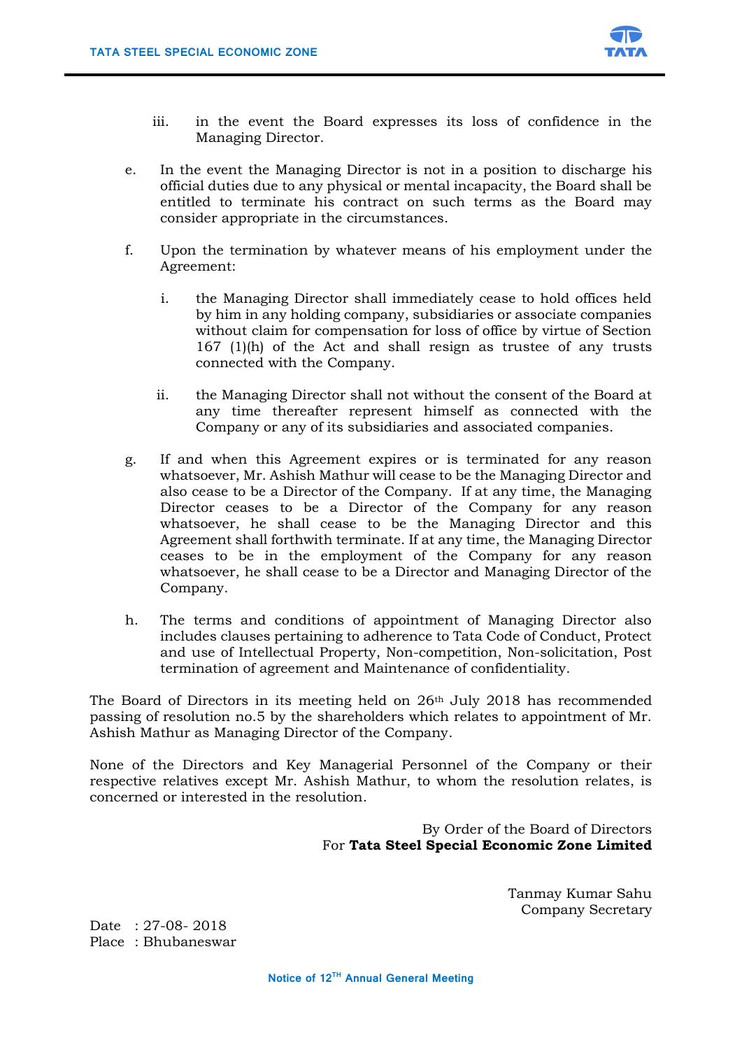iii. in the event the Board expresses its loss of confidence in the Managing Director.

e. In the event the Managing Director is not in a position to discharge his official duties due to any physical or mental incapacity, the Board shall be entitled to terminate his contract on such terms as the Board may consider appropriate in the circumstances.

f. Upon the termination by whatever means of his employment under the Agreement:

   i. the Managing Director shall immediately cease to hold offices held by him in any holding company, subsidiaries or associate companies without claim for compensation for loss of office by virtue of Section 167 (1)(h) of the Act and shall resign as trustee of any trusts connected with the Company.

   ii. the Managing Director shall not without the consent of the Board at any time thereafter represent himself as connected with the Company or any of its subsidiaries and associated companies.

g. If and when this Agreement expires or is terminated for any reason whatsoever, Mr. Ashish Mathur will cease to be the Managing Director and also cease to be a Director of the Company. If at any time, the Managing Director ceases to be a Director of the Company for any reason whatsoever, he shall cease to be the Managing Director and this Agreement shall forthwith terminate. If at any time, the Managing Director ceases to be in the employment of the Company for any reason whatsoever, he shall cease to be a Director and Managing Director of the Company.

h. The terms and conditions of appointment of Managing Director also includes clauses pertaining to adherence to Tata Code of Conduct, Protect and use of Intellectual Property, Non-competition, Non-solicitation, Post termination of agreement and Maintenance of confidentiality.

The Board of Directors in its meeting held on 26th July 2018 has recommended passing of resolution no.5 by the shareholders which relates to appointment of Mr. Ashish Mathur as Managing Director of the Company.

None of the Directors and Key Managerial Personnel of the Company or their respective relatives except Mr. Ashish Mathur, to whom the resolution relates, is concerned or interested in the resolution.

By Order of the Board of Directors
For **Tata Steel Special Economic Zone Limited**

Tanmay Kumar Sahu
Company Secretary

Date : 27-08- 2018
Place : Bhubaneswar